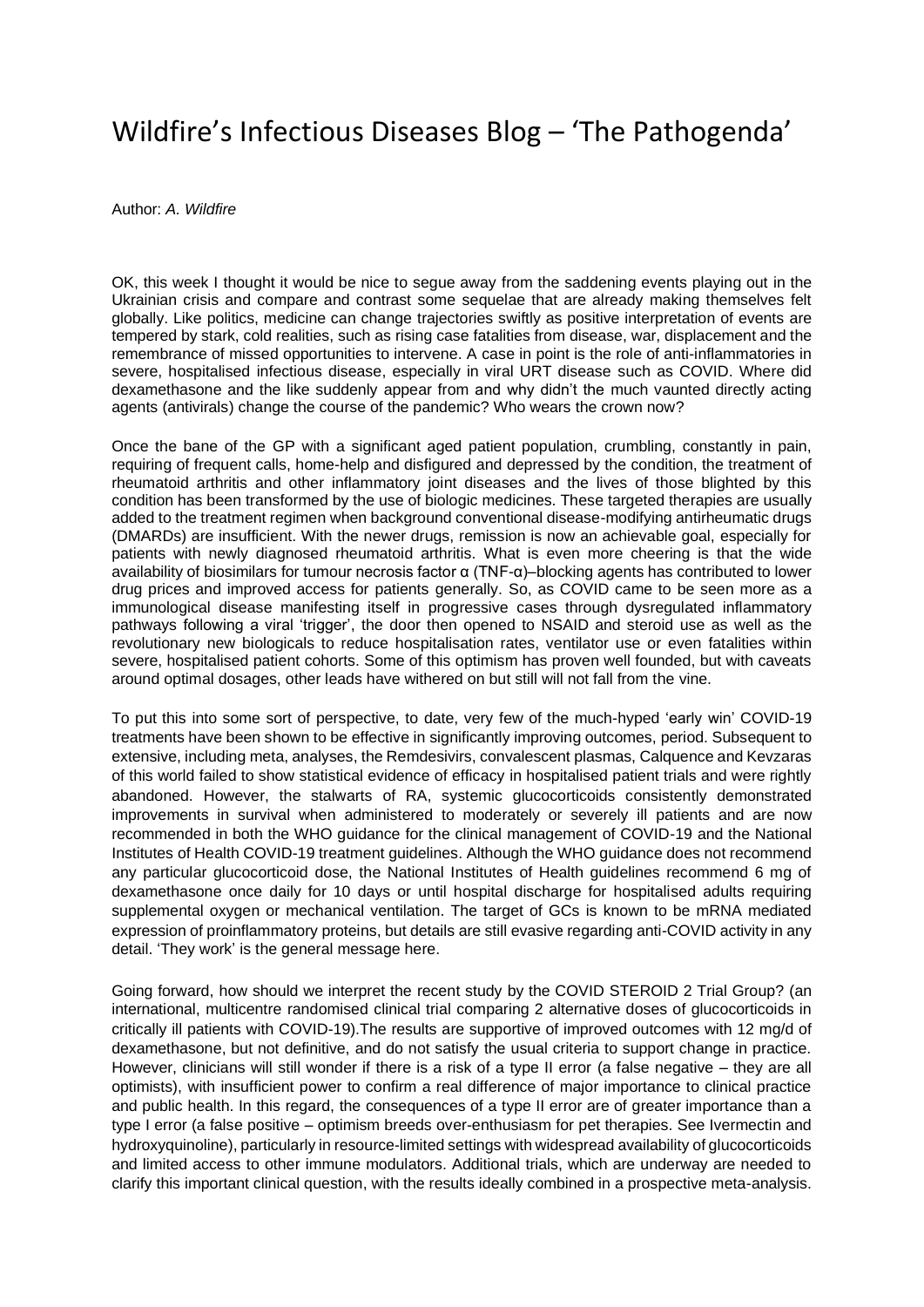# Wildfire's Infectious Diseases Blog – 'The Pathogenda'

Author: *A. Wildfire*

OK, this week I thought it would be nice to segue away from the saddening events playing out in the Ukrainian crisis and compare and contrast some sequelae that are already making themselves felt globally. Like politics, medicine can change trajectories swiftly as positive interpretation of events are tempered by stark, cold realities, such as rising case fatalities from disease, war, displacement and the remembrance of missed opportunities to intervene. A case in point is the role of anti-inflammatories in severe, hospitalised infectious disease, especially in viral URT disease such as COVID. Where did dexamethasone and the like suddenly appear from and why didn't the much vaunted directly acting agents (antivirals) change the course of the pandemic? Who wears the crown now?

Once the bane of the GP with a significant aged patient population, crumbling, constantly in pain, requiring of frequent calls, home-help and disfigured and depressed by the condition, the treatment of rheumatoid arthritis and other inflammatory joint diseases and the lives of those blighted by this condition has been transformed by the use of biologic medicines. These targeted therapies are usually added to the treatment regimen when background conventional disease-modifying antirheumatic drugs (DMARDs) are insufficient. With the newer drugs, remission is now an achievable goal, especially for patients with newly diagnosed rheumatoid arthritis. What is even more cheering is that the wide availability of biosimilars for tumour necrosis factor α (TNF-α)–blocking agents has contributed to lower drug prices and improved access for patients generally. So, as COVID came to be seen more as a immunological disease manifesting itself in progressive cases through dysregulated inflammatory pathways following a viral 'trigger', the door then opened to NSAID and steroid use as well as the revolutionary new biologicals to reduce hospitalisation rates, ventilator use or even fatalities within severe, hospitalised patient cohorts. Some of this optimism has proven well founded, but with caveats around optimal dosages, other leads have withered on but still will not fall from the vine.

To put this into some sort of perspective, to date, very few of the much-hyped 'early win' COVID-19 treatments have been shown to be effective in significantly improving outcomes, period. Subsequent to extensive, including meta, analyses, the Remdesivirs, convalescent plasmas, Calquence and Kevzaras of this world failed to show statistical evidence of efficacy in hospitalised patient trials and were rightly abandoned. However, the stalwarts of RA, systemic glucocorticoids consistently demonstrated improvements in survival when administered to moderately or severely ill patients and are now recommended in both the WHO guidance for the clinical management of COVID-19 and the National Institutes of Health COVID-19 treatment guidelines. Although the WHO guidance does not recommend any particular glucocorticoid dose, the National Institutes of Health guidelines recommend 6 mg of dexamethasone once daily for 10 days or until hospital discharge for hospitalised adults requiring supplemental oxygen or mechanical ventilation. The target of GCs is known to be mRNA mediated expression of proinflammatory proteins, but details are still evasive regarding anti-COVID activity in any detail. 'They work' is the general message here.

Going forward, how should we interpret the recent study by the COVID STEROID 2 Trial Group? (an international, multicentre randomised clinical trial comparing 2 alternative doses of glucocorticoids in critically ill patients with COVID-19).The results are supportive of improved outcomes with 12 mg/d of dexamethasone, but not definitive, and do not satisfy the usual criteria to support change in practice. However, clinicians will still wonder if there is a risk of a type II error (a false negative – they are all optimists), with insufficient power to confirm a real difference of major importance to clinical practice and public health. In this regard, the consequences of a type II error are of greater importance than a type I error (a false positive – optimism breeds over-enthusiasm for pet therapies. See Ivermectin and hydroxyquinoline), particularly in resource-limited settings with widespread availability of glucocorticoids and limited access to other immune modulators. Additional trials, which are underway are needed to clarify this important clinical question, with the results ideally combined in a prospective meta-analysis.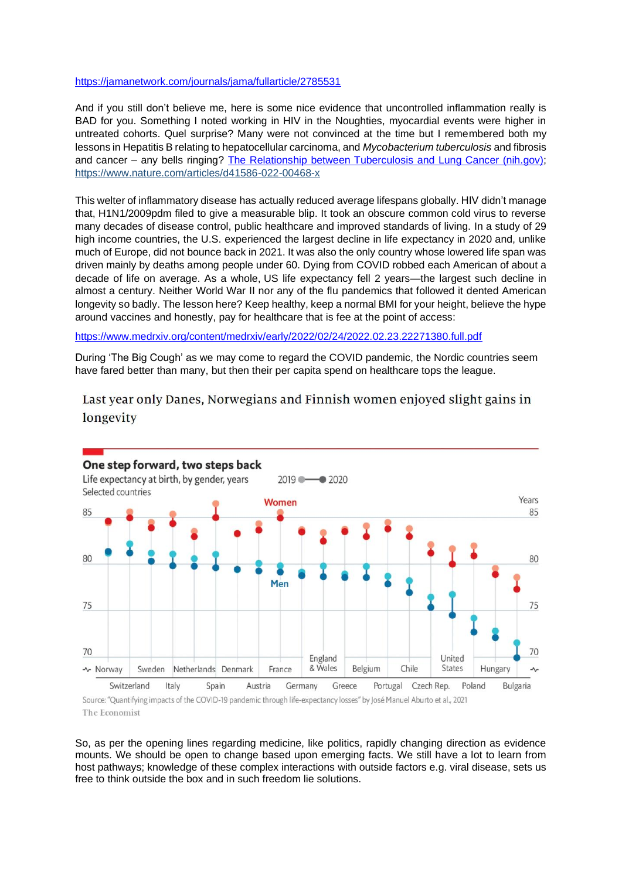https://jamanetwork.com/journals/jama/fullarticle/2785531

And if you still don't believe me, here is some nice evidence that uncontrolled inflammation really is BAD for you. Something I noted working in HIV in the Noughties, myocardial events were higher in untreated cohorts. Quel surprise? Many were not convinced at the time but I remembered both my lessons in Hepatitis B relating to hepatocellular carcinoma, and *Mycobacterium tuberculosis* and fibrosis and cancer – any bells ringing? [The Relationship between Tuberculosis and Lung Cancer (nih.gov)](#); https://www.nature.com/articles/d41586-022-00468-x

This welter of inflammatory disease has actually reduced average lifespans globally. HIV didn't manage that, H1N1/2009pdm filed to give a measurable blip. It took an obscure common cold virus to reverse many decades of disease control, public healthcare and improved standards of living. In a study of 29 high income countries, the U.S. experienced the largest decline in life expectancy in 2020 and, unlike much of Europe, did not bounce back in 2021. It was also the only country whose lowered life span was driven mainly by deaths among people under 60. Dying from COVID robbed each American of about a decade of life on average. As a whole, US life expectancy fell 2 years—the largest such decline in almost a century. Neither World War II nor any of the flu pandemics that followed it dented American longevity so badly. The lesson here? Keep healthy, keep a normal BMI for your height, believe the hype around vaccines and honestly, pay for healthcare that is fee at the point of access:

https://www.medrxiv.org/content/medrxiv/early/2022/02/24/2022.02.23.22271380.full.pdf

During 'The Big Cough' as we may come to regard the COVID pandemic, the Nordic countries seem have fared better than many, but then their per capita spend on healthcare tops the league.

Last year only Danes, Norwegians and Finnish women enjoyed slight gains in longevity

**One step forward, two steps back**

Life expectancy at birth, by gender, years
Selected countries

2019 — 2020

Women / Men

Norway, Switzerland, Sweden, Italy, Netherlands, Spain, Denmark, Austria, France, Germany, England & Wales, Greece, Belgium, Portugal, Chile, Czech Rep., United States, Poland, Hungary, Bulgaria

Source: "Quantifying impacts of the COVID-19 pandemic through life-expectancy losses" by José Manuel Aburto et al., 2021

The Economist

So, as per the opening lines regarding medicine, like politics, rapidly changing direction as evidence mounts. We should be open to change based upon emerging facts. We still have a lot to learn from host pathways; knowledge of these complex interactions with outside factors e.g. viral disease, sets us free to think outside the box and in such freedom lie solutions.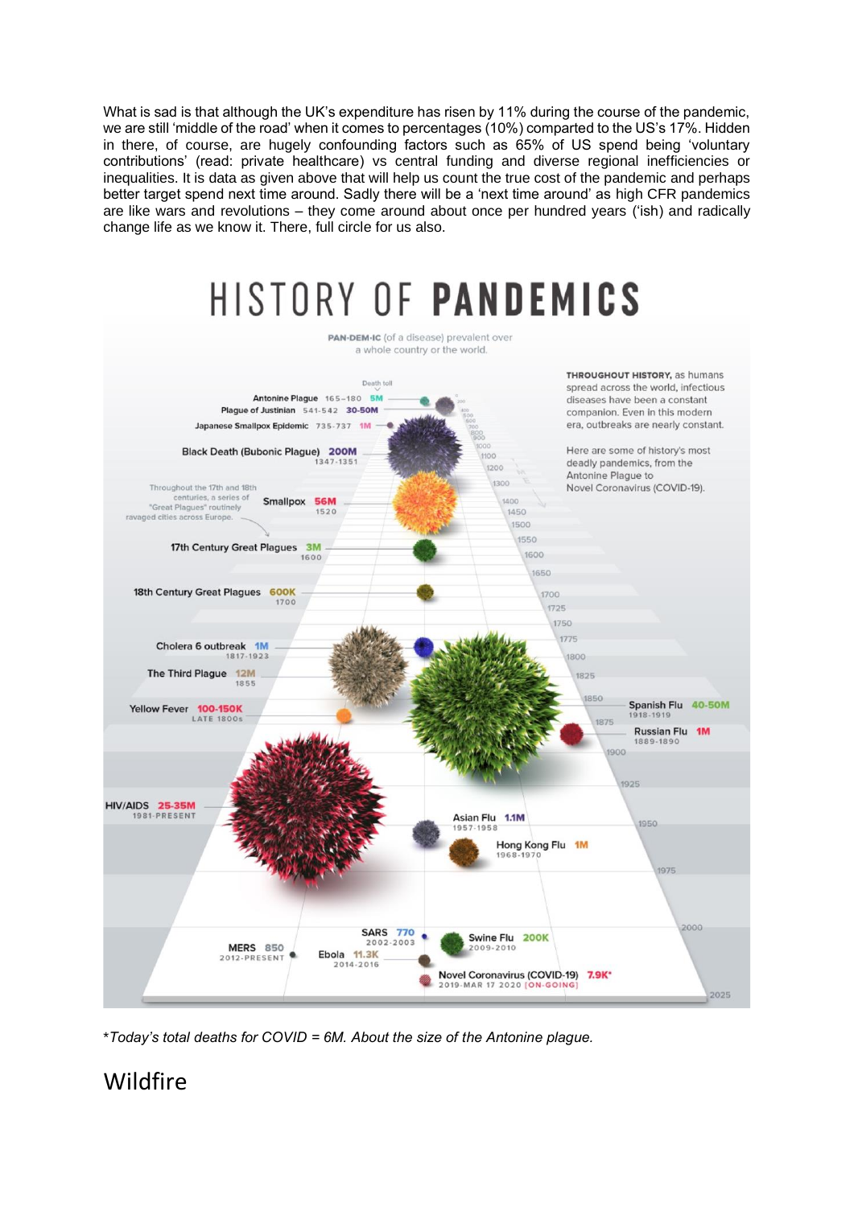What is sad is that although the UK's expenditure has risen by 11% during the course of the pandemic, we are still 'middle of the road' when it comes to percentages (10%) comparted to the US's 17%. Hidden in there, of course, are hugely confounding factors such as 65% of US spend being 'voluntary contributions' (read: private healthcare) vs central funding and diverse regional inefficiencies or inequalities. It is data as given above that will help us count the true cost of the pandemic and perhaps better target spend next time around. Sadly there will be a 'next time around' as high CFR pandemics are like wars and revolutions – they come around about once per hundred years ('ish) and radically change life as we know it. There, full circle for us also.

HISTORY OF **PANDEMICS**

PAN·DEM·IC (of a disease) prevalent over a whole country or the world.

**THROUGHOUT HISTORY,** as humans spread across the world, infectious diseases have been a constant companion. Even in this modern era, outbreaks are nearly constant.

Here are some of history's most deadly pandemics, from the Antonine Plague to Novel Coronavirus (COVID-19).

Death toll

Antonine Plague 165–180 5M

Plague of Justinian 541-542 30-50M

Japanese Smallpox Epidemic 735-737 1M

Black Death (Bubonic Plague) 200M 1347-1351

Throughout the 17th and 18th centuries, a series of "Great Plagues" routinely ravaged cities across Europe.

Smallpox 56M 1520

17th Century Great Plagues 3M 1600

18th Century Great Plagues 600K 1700

Cholera 6 outbreak 1M 1817-1923

The Third Plague 12M 1855

Yellow Fever 100-150K LATE 1800s

Spanish Flu 40-50M 1918-1919

Russian Flu 1M 1889-1890

HIV/AIDS 25-35M 1981-PRESENT

Asian Flu 1.1M 1957-1958

Hong Kong Flu 1M 1968-1970

SARS 770 2002-2003

MERS 850 2012-PRESENT

Ebola 11.3K 2014-2016

Swine Flu 200K 2009-2010

Novel Coronavirus (COVID-19) 7.9K* 2019-MAR 17 2020 [ON-GOING]

*\*Today's total deaths for COVID = 6M. About the size of the Antonine plague.*

## Wildfire